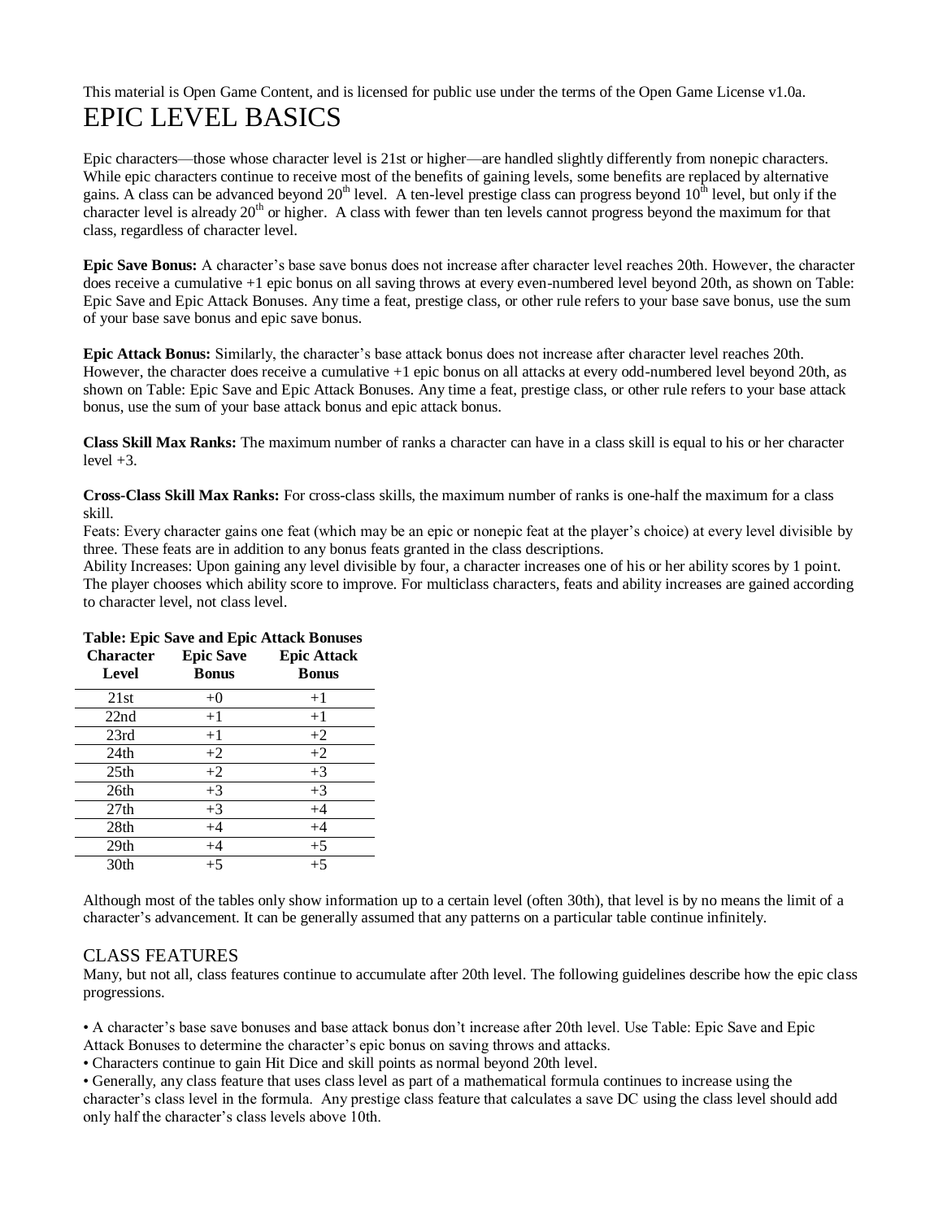This material is Open Game Content, and is licensed for public use under the terms of the Open Game License v1.0a.

# EPIC LEVEL BASICS

Epic characters—those whose character level is 21st or higher—are handled slightly differently from nonepic characters. While epic characters continue to receive most of the benefits of gaining levels, some benefits are replaced by alternative gains. A class can be advanced beyond 20th level. A ten-level prestige class can progress beyond 10th level, but only if the character level is already 20th or higher. A class with fewer than ten levels cannot progress beyond the maximum for that class, regardless of character level.

**Epic Save Bonus:** A character's base save bonus does not increase after character level reaches 20th. However, the character does receive a cumulative +1 epic bonus on all saving throws at every even-numbered level beyond 20th, as shown on Table: Epic Save and Epic Attack Bonuses. Any time a feat, prestige class, or other rule refers to your base save bonus, use the sum of your base save bonus and epic save bonus.

**Epic Attack Bonus:** Similarly, the character's base attack bonus does not increase after character level reaches 20th. However, the character does receive a cumulative +1 epic bonus on all attacks at every odd-numbered level beyond 20th, as shown on Table: Epic Save and Epic Attack Bonuses. Any time a feat, prestige class, or other rule refers to your base attack bonus, use the sum of your base attack bonus and epic attack bonus.

**Class Skill Max Ranks:** The maximum number of ranks a character can have in a class skill is equal to his or her character level +3.

**Cross-Class Skill Max Ranks:** For cross-class skills, the maximum number of ranks is one-half the maximum for a class skill.

Feats: Every character gains one feat (which may be an epic or nonepic feat at the player's choice) at every level divisible by three. These feats are in addition to any bonus feats granted in the class descriptions.

Ability Increases: Upon gaining any level divisible by four, a character increases one of his or her ability scores by 1 point. The player chooses which ability score to improve. For multiclass characters, feats and ability increases are gained according to character level, not class level.

**Table: Epic Save and Epic Attack Bonuses**

| Character Level | Epic Save Bonus | Epic Attack Bonus |
|---|---|---|
| 21st | +0 | +1 |
| 22nd | +1 | +1 |
| 23rd | +1 | +2 |
| 24th | +2 | +2 |
| 25th | +2 | +3 |
| 26th | +3 | +3 |
| 27th | +3 | +4 |
| 28th | +4 | +4 |
| 29th | +4 | +5 |
| 30th | +5 | +5 |

Although most of the tables only show information up to a certain level (often 30th), that level is by no means the limit of a character's advancement. It can be generally assumed that any patterns on a particular table continue infinitely.

## CLASS FEATURES

Many, but not all, class features continue to accumulate after 20th level. The following guidelines describe how the epic class progressions.

- A character's base save bonuses and base attack bonus don't increase after 20th level. Use Table: Epic Save and Epic Attack Bonuses to determine the character's epic bonus on saving throws and attacks.
- Characters continue to gain Hit Dice and skill points as normal beyond 20th level.
- Generally, any class feature that uses class level as part of a mathematical formula continues to increase using the character's class level in the formula. Any prestige class feature that calculates a save DC using the class level should add only half the character's class levels above 10th.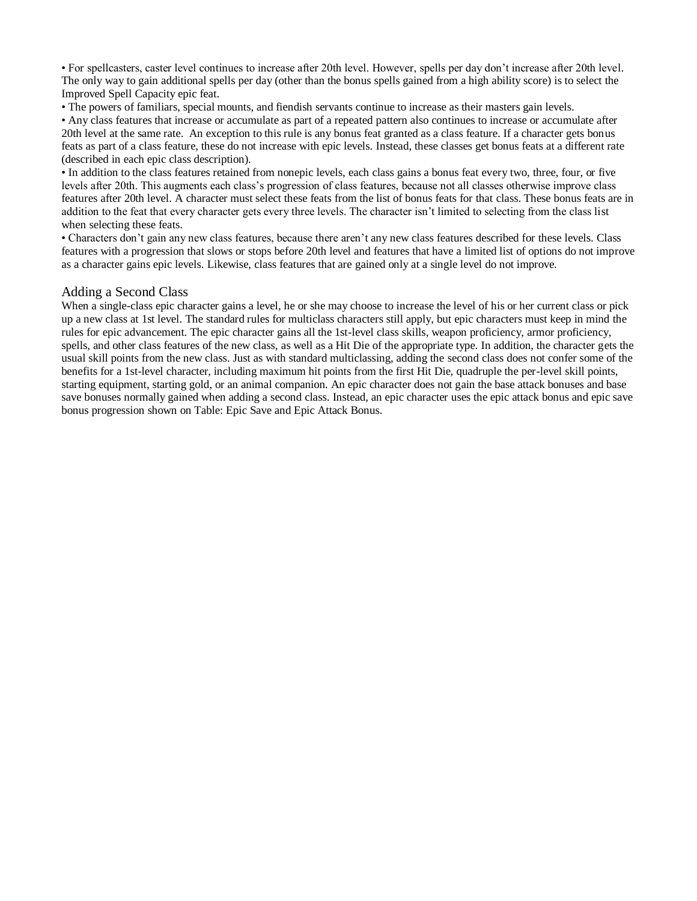- For spellcasters, caster level continues to increase after 20th level. However, spells per day don't increase after 20th level. The only way to gain additional spells per day (other than the bonus spells gained from a high ability score) is to select the Improved Spell Capacity epic feat.
- The powers of familiars, special mounts, and fiendish servants continue to increase as their masters gain levels.
- Any class features that increase or accumulate as part of a repeated pattern also continues to increase or accumulate after 20th level at the same rate. An exception to this rule is any bonus feat granted as a class feature. If a character gets bonus feats as part of a class feature, these do not increase with epic levels. Instead, these classes get bonus feats at a different rate (described in each epic class description).
- In addition to the class features retained from nonepic levels, each class gains a bonus feat every two, three, four, or five levels after 20th. This augments each class's progression of class features, because not all classes otherwise improve class features after 20th level. A character must select these feats from the list of bonus feats for that class. These bonus feats are in addition to the feat that every character gets every three levels. The character isn't limited to selecting from the class list when selecting these feats.
- Characters don't gain any new class features, because there aren't any new class features described for these levels. Class features with a progression that slows or stops before 20th level and features that have a limited list of options do not improve as a character gains epic levels. Likewise, class features that are gained only at a single level do not improve.

## Adding a Second Class

When a single-class epic character gains a level, he or she may choose to increase the level of his or her current class or pick up a new class at 1st level. The standard rules for multiclass characters still apply, but epic characters must keep in mind the rules for epic advancement. The epic character gains all the 1st-level class skills, weapon proficiency, armor proficiency, spells, and other class features of the new class, as well as a Hit Die of the appropriate type. In addition, the character gets the usual skill points from the new class. Just as with standard multiclassing, adding the second class does not confer some of the benefits for a 1st-level character, including maximum hit points from the first Hit Die, quadruple the per-level skill points, starting equipment, starting gold, or an animal companion. An epic character does not gain the base attack bonuses and base save bonuses normally gained when adding a second class. Instead, an epic character uses the epic attack bonus and epic save bonus progression shown on Table: Epic Save and Epic Attack Bonus.